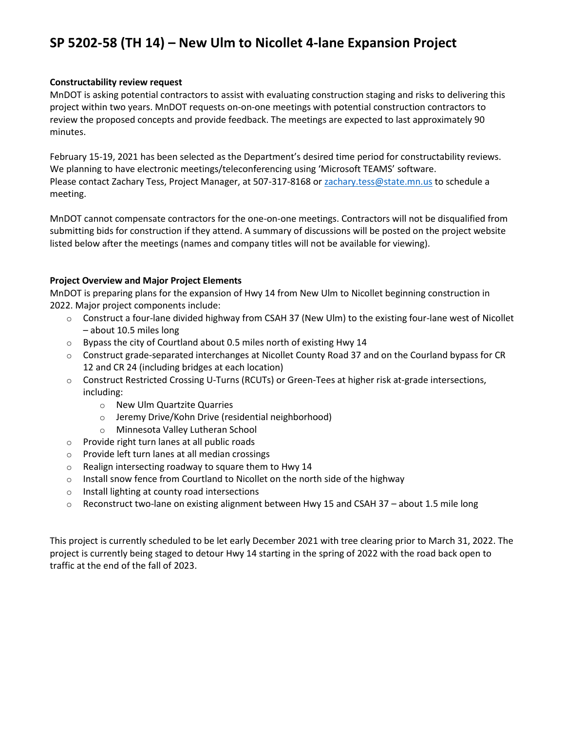# SP 5202-58 (TH 14) – New Ulm to Nicollet 4-lane Expansion Project

**Constructability review request**

MnDOT is asking potential contractors to assist with evaluating construction staging and risks to delivering this project within two years. MnDOT requests on-on-one meetings with potential construction contractors to review the proposed concepts and provide feedback. The meetings are expected to last approximately 90 minutes.

February 15-19, 2021 has been selected as the Department's desired time period for constructability reviews. We planning to have electronic meetings/teleconferencing using 'Microsoft TEAMS' software. Please contact Zachary Tess, Project Manager, at 507-317-8168 or zachary.tess@state.mn.us to schedule a meeting.

MnDOT cannot compensate contractors for the one-on-one meetings. Contractors will not be disqualified from submitting bids for construction if they attend. A summary of discussions will be posted on the project website listed below after the meetings (names and company titles will not be available for viewing).

**Project Overview and Major Project Elements**

MnDOT is preparing plans for the expansion of Hwy 14 from New Ulm to Nicollet beginning construction in 2022. Major project components include:

- Construct a four-lane divided highway from CSAH 37 (New Ulm) to the existing four-lane west of Nicollet – about 10.5 miles long
- Bypass the city of Courtland about 0.5 miles north of existing Hwy 14
- Construct grade-separated interchanges at Nicollet County Road 37 and on the Courland bypass for CR 12 and CR 24 (including bridges at each location)
- Construct Restricted Crossing U-Turns (RCUTs) or Green-Tees at higher risk at-grade intersections, including:
  - New Ulm Quartzite Quarries
  - Jeremy Drive/Kohn Drive (residential neighborhood)
  - Minnesota Valley Lutheran School
- Provide right turn lanes at all public roads
- Provide left turn lanes at all median crossings
- Realign intersecting roadway to square them to Hwy 14
- Install snow fence from Courtland to Nicollet on the north side of the highway
- Install lighting at county road intersections
- Reconstruct two-lane on existing alignment between Hwy 15 and CSAH 37 – about 1.5 mile long

This project is currently scheduled to be let early December 2021 with tree clearing prior to March 31, 2022. The project is currently being staged to detour Hwy 14 starting in the spring of 2022 with the road back open to traffic at the end of the fall of 2023.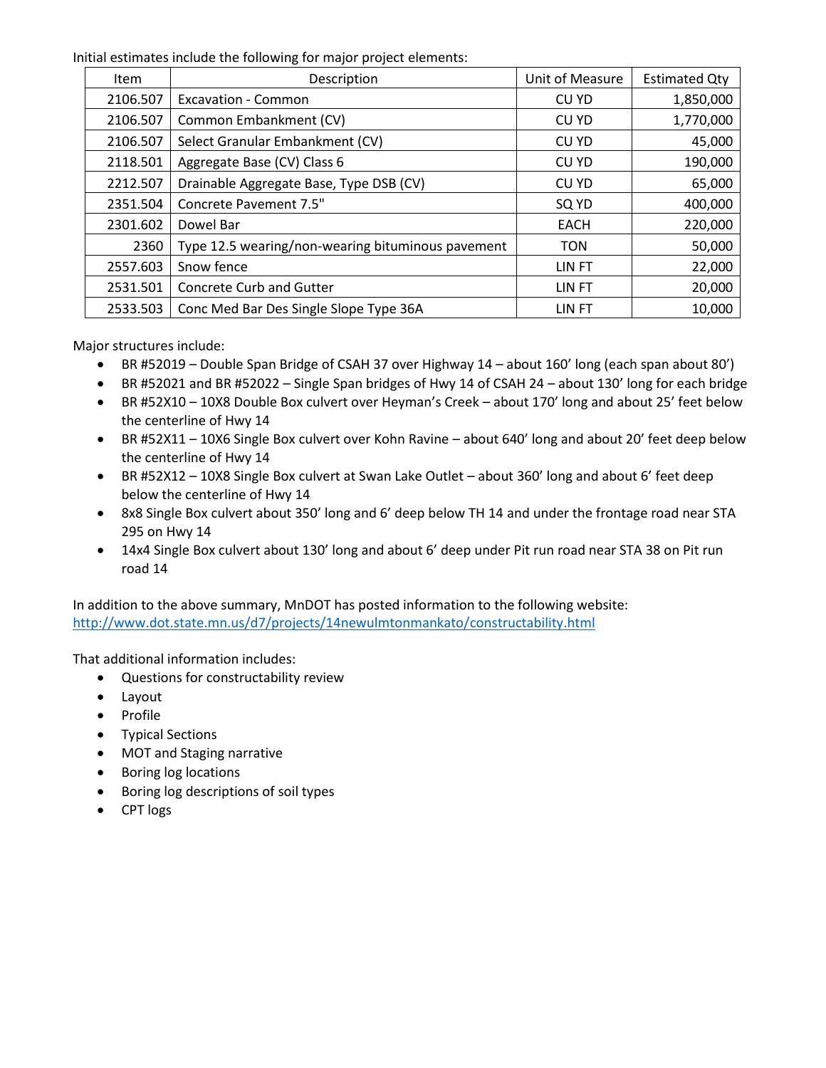Initial estimates include the following for major project elements:

| Item | Description | Unit of Measure | Estimated Qty |
|---|---|---|---|
| 2106.507 | Excavation - Common | CU YD | 1,850,000 |
| 2106.507 | Common Embankment (CV) | CU YD | 1,770,000 |
| 2106.507 | Select Granular Embankment (CV) | CU YD | 45,000 |
| 2118.501 | Aggregate Base (CV) Class 6 | CU YD | 190,000 |
| 2212.507 | Drainable Aggregate Base, Type DSB (CV) | CU YD | 65,000 |
| 2351.504 | Concrete Pavement 7.5" | SQ YD | 400,000 |
| 2301.602 | Dowel Bar | EACH | 220,000 |
| 2360 | Type 12.5 wearing/non-wearing bituminous pavement | TON | 50,000 |
| 2557.603 | Snow fence | LIN FT | 22,000 |
| 2531.501 | Concrete Curb and Gutter | LIN FT | 20,000 |
| 2533.503 | Conc Med Bar Des Single Slope Type 36A | LIN FT | 10,000 |

Major structures include:

- BR #52019 – Double Span Bridge of CSAH 37 over Highway 14 – about 160' long (each span about 80')
- BR #52021 and BR #52022 – Single Span bridges of Hwy 14 of CSAH 24 – about 130' long for each bridge
- BR #52X10 – 10X8 Double Box culvert over Heyman's Creek – about 170' long and about 25' feet below the centerline of Hwy 14
- BR #52X11 – 10X6 Single Box culvert over Kohn Ravine – about 640' long and about 20' feet deep below the centerline of Hwy 14
- BR #52X12 – 10X8 Single Box culvert at Swan Lake Outlet – about 360' long and about 6' feet deep below the centerline of Hwy 14
- 8x8 Single Box culvert about 350' long and 6' deep below TH 14 and under the frontage road near STA 295 on Hwy 14
- 14x4 Single Box culvert about 130' long and about 6' deep under Pit run road near STA 38 on Pit run road 14

In addition to the above summary, MnDOT has posted information to the following website:
http://www.dot.state.mn.us/d7/projects/14newulmtonmankato/constructability.html

That additional information includes:

- Questions for constructability review
- Layout
- Profile
- Typical Sections
- MOT and Staging narrative
- Boring log locations
- Boring log descriptions of soil types
- CPT logs